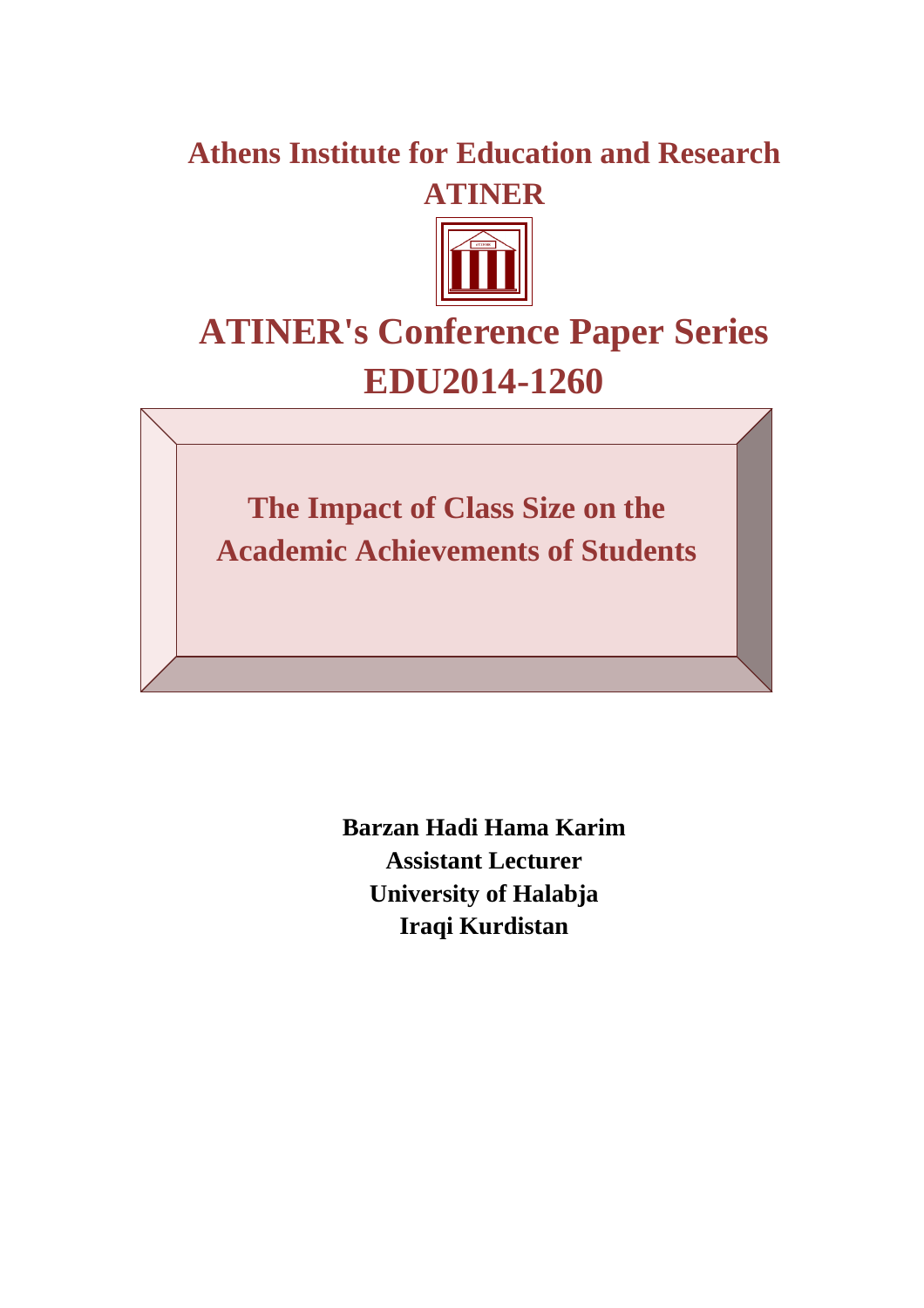# Athens Institute for Education and Research ATINER

# ATINER's Conference Paper Series EDU2014-1260

## The Impact of Class Size on the Academic Achievements of Students

**Barzan Hadi Hama Karim**
**Assistant Lecturer**
**University of Halabja**
**Iraqi Kurdistan**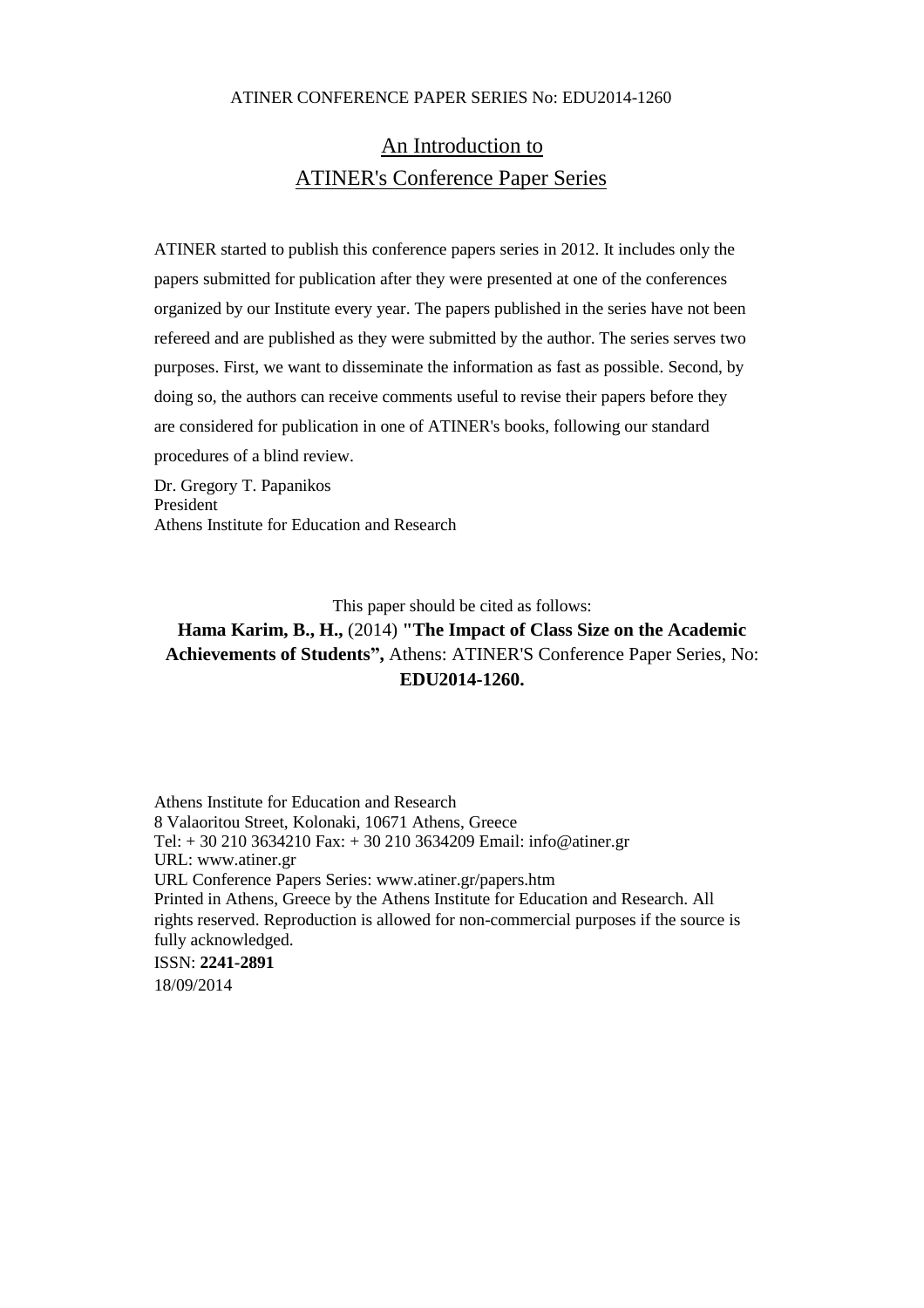## An Introduction to ATINER's Conference Paper Series

ATINER started to publish this conference papers series in 2012. It includes only the papers submitted for publication after they were presented at one of the conferences organized by our Institute every year. The papers published in the series have not been refereed and are published as they were submitted by the author. The series serves two purposes. First, we want to disseminate the information as fast as possible. Second, by doing so, the authors can receive comments useful to revise their papers before they are considered for publication in one of ATINER's books, following our standard procedures of a blind review.

Dr. Gregory T. Papanikos
President
Athens Institute for Education and Research

This paper should be cited as follows:

**Hama Karim, B., H.,** (2014) **"The Impact of Class Size on the Academic Achievements of Students",** Athens: ATINER'S Conference Paper Series, No: **EDU2014-1260.**

Athens Institute for Education and Research
8 Valaoritou Street, Kolonaki, 10671 Athens, Greece
Tel: + 30 210 3634210 Fax: + 30 210 3634209 Email: info@atiner.gr
URL: www.atiner.gr
URL Conference Papers Series: www.atiner.gr/papers.htm
Printed in Athens, Greece by the Athens Institute for Education and Research. All rights reserved. Reproduction is allowed for non-commercial purposes if the source is fully acknowledged.
ISSN: **2241-2891**
18/09/2014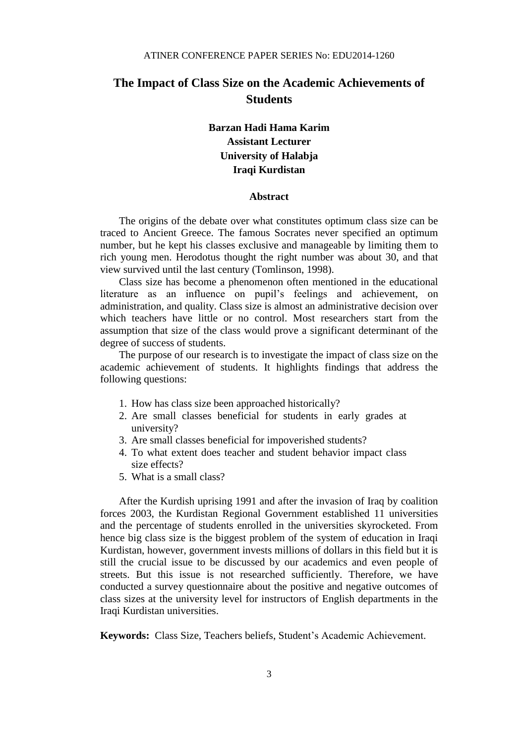# The Impact of Class Size on the Academic Achievements of Students

**Barzan Hadi Hama Karim**
**Assistant Lecturer**
**University of Halabja**
**Iraqi Kurdistan**

## Abstract

The origins of the debate over what constitutes optimum class size can be traced to Ancient Greece. The famous Socrates never specified an optimum number, but he kept his classes exclusive and manageable by limiting them to rich young men. Herodotus thought the right number was about 30, and that view survived until the last century (Tomlinson, 1998).

Class size has become a phenomenon often mentioned in the educational literature as an influence on pupil's feelings and achievement, on administration, and quality. Class size is almost an administrative decision over which teachers have little or no control. Most researchers start from the assumption that size of the class would prove a significant determinant of the degree of success of students.

The purpose of our research is to investigate the impact of class size on the academic achievement of students. It highlights findings that address the following questions:

1. How has class size been approached historically?
2. Are small classes beneficial for students in early grades at university?
3. Are small classes beneficial for impoverished students?
4. To what extent does teacher and student behavior impact class size effects?
5. What is a small class?

After the Kurdish uprising 1991 and after the invasion of Iraq by coalition forces 2003, the Kurdistan Regional Government established 11 universities and the percentage of students enrolled in the universities skyrocketed. From hence big class size is the biggest problem of the system of education in Iraqi Kurdistan, however, government invests millions of dollars in this field but it is still the crucial issue to be discussed by our academics and even people of streets. But this issue is not researched sufficiently. Therefore, we have conducted a survey questionnaire about the positive and negative outcomes of class sizes at the university level for instructors of English departments in the Iraqi Kurdistan universities.

**Keywords:** Class Size, Teachers beliefs, Student's Academic Achievement.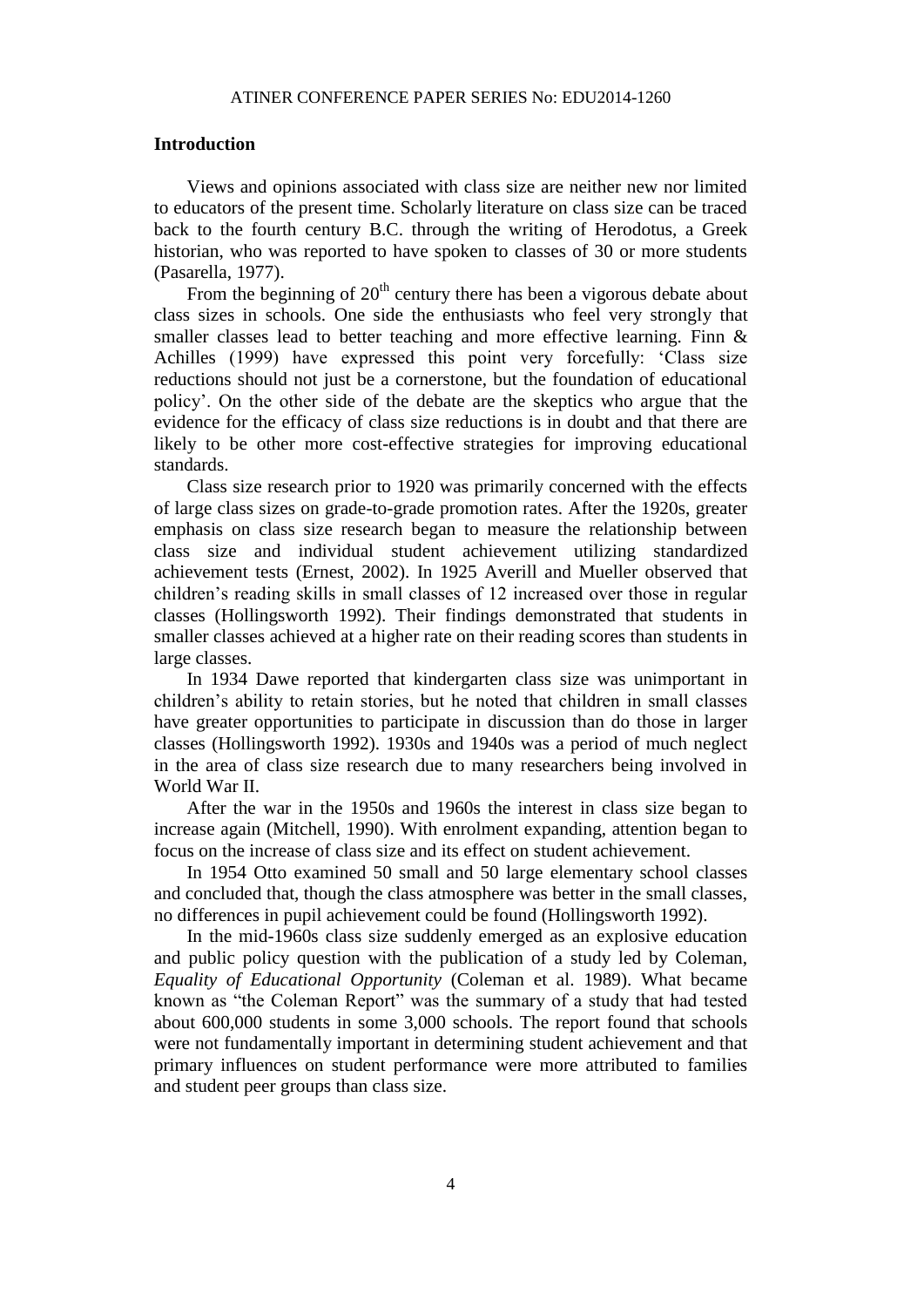## Introduction

Views and opinions associated with class size are neither new nor limited to educators of the present time. Scholarly literature on class size can be traced back to the fourth century B.C. through the writing of Herodotus, a Greek historian, who was reported to have spoken to classes of 30 or more students (Pasarella, 1977).

From the beginning of 20th century there has been a vigorous debate about class sizes in schools. One side the enthusiasts who feel very strongly that smaller classes lead to better teaching and more effective learning. Finn & Achilles (1999) have expressed this point very forcefully: 'Class size reductions should not just be a cornerstone, but the foundation of educational policy'. On the other side of the debate are the skeptics who argue that the evidence for the efficacy of class size reductions is in doubt and that there are likely to be other more cost-effective strategies for improving educational standards.

Class size research prior to 1920 was primarily concerned with the effects of large class sizes on grade-to-grade promotion rates. After the 1920s, greater emphasis on class size research began to measure the relationship between class size and individual student achievement utilizing standardized achievement tests (Ernest, 2002). In 1925 Averill and Mueller observed that children's reading skills in small classes of 12 increased over those in regular classes (Hollingsworth 1992). Their findings demonstrated that students in smaller classes achieved at a higher rate on their reading scores than students in large classes.

In 1934 Dawe reported that kindergarten class size was unimportant in children's ability to retain stories, but he noted that children in small classes have greater opportunities to participate in discussion than do those in larger classes (Hollingsworth 1992). 1930s and 1940s was a period of much neglect in the area of class size research due to many researchers being involved in World War II.

After the war in the 1950s and 1960s the interest in class size began to increase again (Mitchell, 1990). With enrolment expanding, attention began to focus on the increase of class size and its effect on student achievement.

In 1954 Otto examined 50 small and 50 large elementary school classes and concluded that, though the class atmosphere was better in the small classes, no differences in pupil achievement could be found (Hollingsworth 1992).

In the mid-1960s class size suddenly emerged as an explosive education and public policy question with the publication of a study led by Coleman, *Equality of Educational Opportunity* (Coleman et al. 1989). What became known as "the Coleman Report" was the summary of a study that had tested about 600,000 students in some 3,000 schools. The report found that schools were not fundamentally important in determining student achievement and that primary influences on student performance were more attributed to families and student peer groups than class size.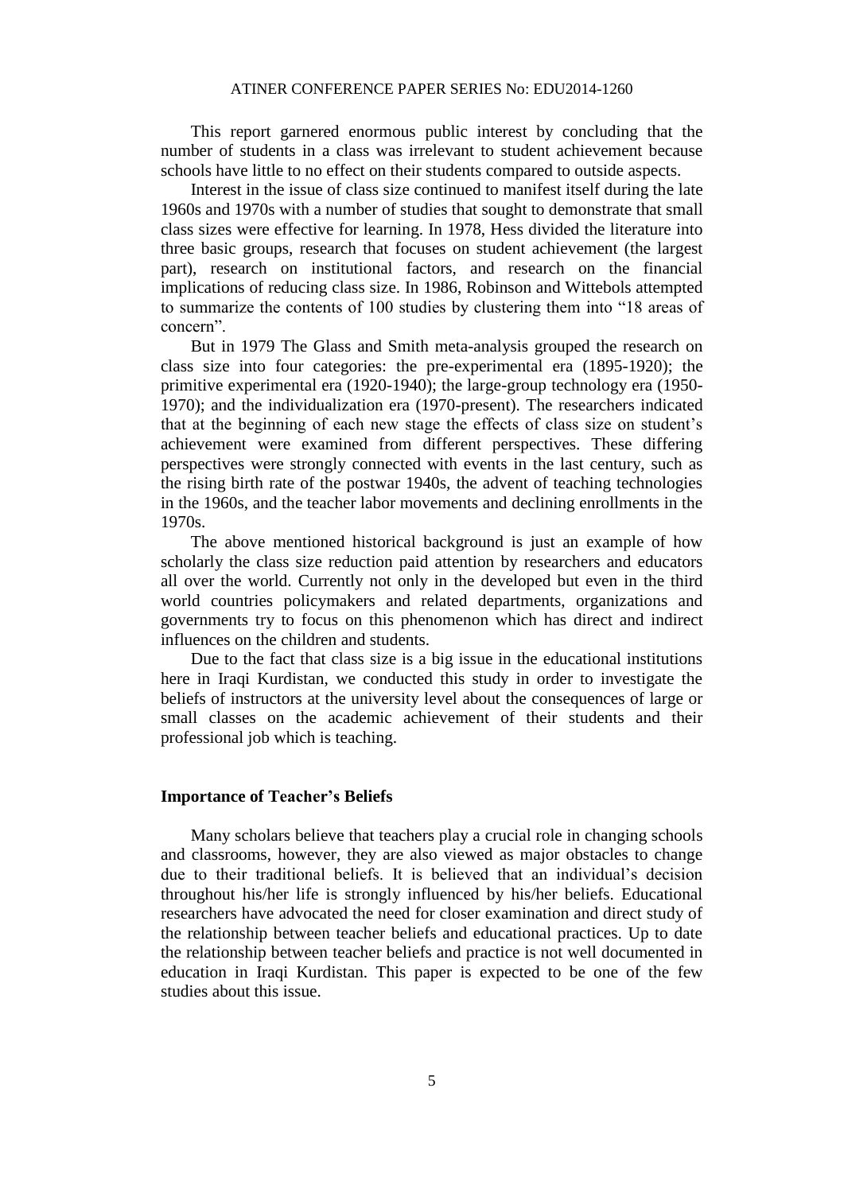This report garnered enormous public interest by concluding that the number of students in a class was irrelevant to student achievement because schools have little to no effect on their students compared to outside aspects.

Interest in the issue of class size continued to manifest itself during the late 1960s and 1970s with a number of studies that sought to demonstrate that small class sizes were effective for learning. In 1978, Hess divided the literature into three basic groups, research that focuses on student achievement (the largest part), research on institutional factors, and research on the financial implications of reducing class size. In 1986, Robinson and Wittebols attempted to summarize the contents of 100 studies by clustering them into "18 areas of concern".

But in 1979 The Glass and Smith meta-analysis grouped the research on class size into four categories: the pre-experimental era (1895-1920); the primitive experimental era (1920-1940); the large-group technology era (1950-1970); and the individualization era (1970-present). The researchers indicated that at the beginning of each new stage the effects of class size on student's achievement were examined from different perspectives. These differing perspectives were strongly connected with events in the last century, such as the rising birth rate of the postwar 1940s, the advent of teaching technologies in the 1960s, and the teacher labor movements and declining enrollments in the 1970s.

The above mentioned historical background is just an example of how scholarly the class size reduction paid attention by researchers and educators all over the world. Currently not only in the developed but even in the third world countries policymakers and related departments, organizations and governments try to focus on this phenomenon which has direct and indirect influences on the children and students.

Due to the fact that class size is a big issue in the educational institutions here in Iraqi Kurdistan, we conducted this study in order to investigate the beliefs of instructors at the university level about the consequences of large or small classes on the academic achievement of their students and their professional job which is teaching.

## Importance of Teacher's Beliefs

Many scholars believe that teachers play a crucial role in changing schools and classrooms, however, they are also viewed as major obstacles to change due to their traditional beliefs. It is believed that an individual's decision throughout his/her life is strongly influenced by his/her beliefs. Educational researchers have advocated the need for closer examination and direct study of the relationship between teacher beliefs and educational practices. Up to date the relationship between teacher beliefs and practice is not well documented in education in Iraqi Kurdistan. This paper is expected to be one of the few studies about this issue.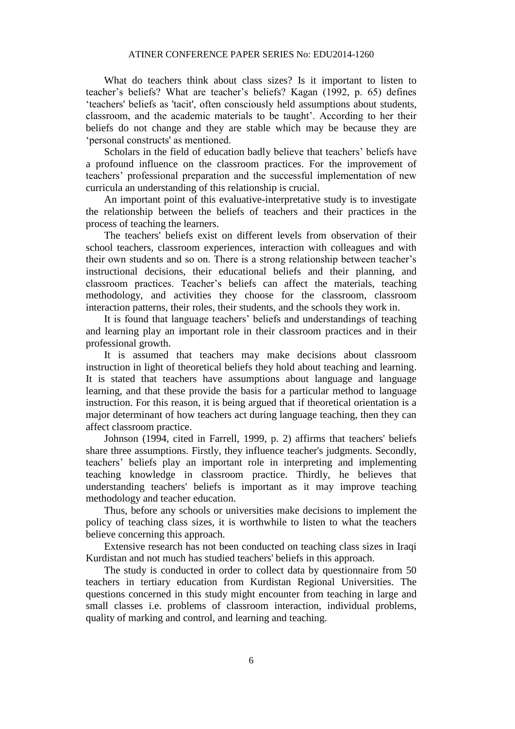What do teachers think about class sizes? Is it important to listen to teacher's beliefs? What are teacher's beliefs? Kagan (1992, p. 65) defines 'teachers' beliefs as 'tacit', often consciously held assumptions about students, classroom, and the academic materials to be taught'. According to her their beliefs do not change and they are stable which may be because they are 'personal constructs' as mentioned.

Scholars in the field of education badly believe that teachers' beliefs have a profound influence on the classroom practices. For the improvement of teachers' professional preparation and the successful implementation of new curricula an understanding of this relationship is crucial.

An important point of this evaluative-interpretative study is to investigate the relationship between the beliefs of teachers and their practices in the process of teaching the learners.

The teachers' beliefs exist on different levels from observation of their school teachers, classroom experiences, interaction with colleagues and with their own students and so on. There is a strong relationship between teacher's instructional decisions, their educational beliefs and their planning, and classroom practices. Teacher's beliefs can affect the materials, teaching methodology, and activities they choose for the classroom, classroom interaction patterns, their roles, their students, and the schools they work in.

It is found that language teachers' beliefs and understandings of teaching and learning play an important role in their classroom practices and in their professional growth.

It is assumed that teachers may make decisions about classroom instruction in light of theoretical beliefs they hold about teaching and learning. It is stated that teachers have assumptions about language and language learning, and that these provide the basis for a particular method to language instruction. For this reason, it is being argued that if theoretical orientation is a major determinant of how teachers act during language teaching, then they can affect classroom practice.

Johnson (1994, cited in Farrell, 1999, p. 2) affirms that teachers' beliefs share three assumptions. Firstly, they influence teacher's judgments. Secondly, teachers' beliefs play an important role in interpreting and implementing teaching knowledge in classroom practice. Thirdly, he believes that understanding teachers' beliefs is important as it may improve teaching methodology and teacher education.

Thus, before any schools or universities make decisions to implement the policy of teaching class sizes, it is worthwhile to listen to what the teachers believe concerning this approach.

Extensive research has not been conducted on teaching class sizes in Iraqi Kurdistan and not much has studied teachers' beliefs in this approach.

The study is conducted in order to collect data by questionnaire from 50 teachers in tertiary education from Kurdistan Regional Universities. The questions concerned in this study might encounter from teaching in large and small classes i.e. problems of classroom interaction, individual problems, quality of marking and control, and learning and teaching.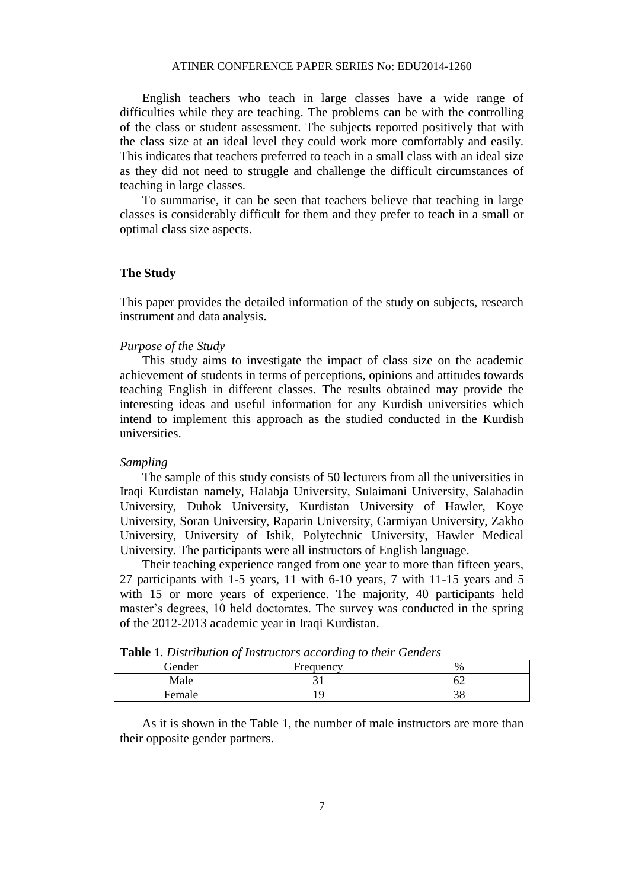English teachers who teach in large classes have a wide range of difficulties while they are teaching. The problems can be with the controlling of the class or student assessment. The subjects reported positively that with the class size at an ideal level they could work more comfortably and easily. This indicates that teachers preferred to teach in a small class with an ideal size as they did not need to struggle and challenge the difficult circumstances of teaching in large classes.

To summarise, it can be seen that teachers believe that teaching in large classes is considerably difficult for them and they prefer to teach in a small or optimal class size aspects.

## The Study

This paper provides the detailed information of the study on subjects, research instrument and data analysis**.**

### *Purpose of the Study*

This study aims to investigate the impact of class size on the academic achievement of students in terms of perceptions, opinions and attitudes towards teaching English in different classes. The results obtained may provide the interesting ideas and useful information for any Kurdish universities which intend to implement this approach as the studied conducted in the Kurdish universities.

### *Sampling*

The sample of this study consists of 50 lecturers from all the universities in Iraqi Kurdistan namely, Halabja University, Sulaimani University, Salahadin University, Duhok University, Kurdistan University of Hawler, Koye University, Soran University, Raparin University, Garmiyan University, Zakho University, University of Ishik, Polytechnic University, Hawler Medical University. The participants were all instructors of English language.

Their teaching experience ranged from one year to more than fifteen years, 27 participants with 1-5 years, 11 with 6-10 years, 7 with 11-15 years and 5 with 15 or more years of experience. The majority, 40 participants held master's degrees, 10 held doctorates. The survey was conducted in the spring of the 2012-2013 academic year in Iraqi Kurdistan.

**Table 1**. *Distribution of Instructors according to their Genders*

| Gender | Frequency | % |
|---|---|---|
| Male | 31 | 62 |
| Female | 19 | 38 |

As it is shown in the Table 1, the number of male instructors are more than their opposite gender partners.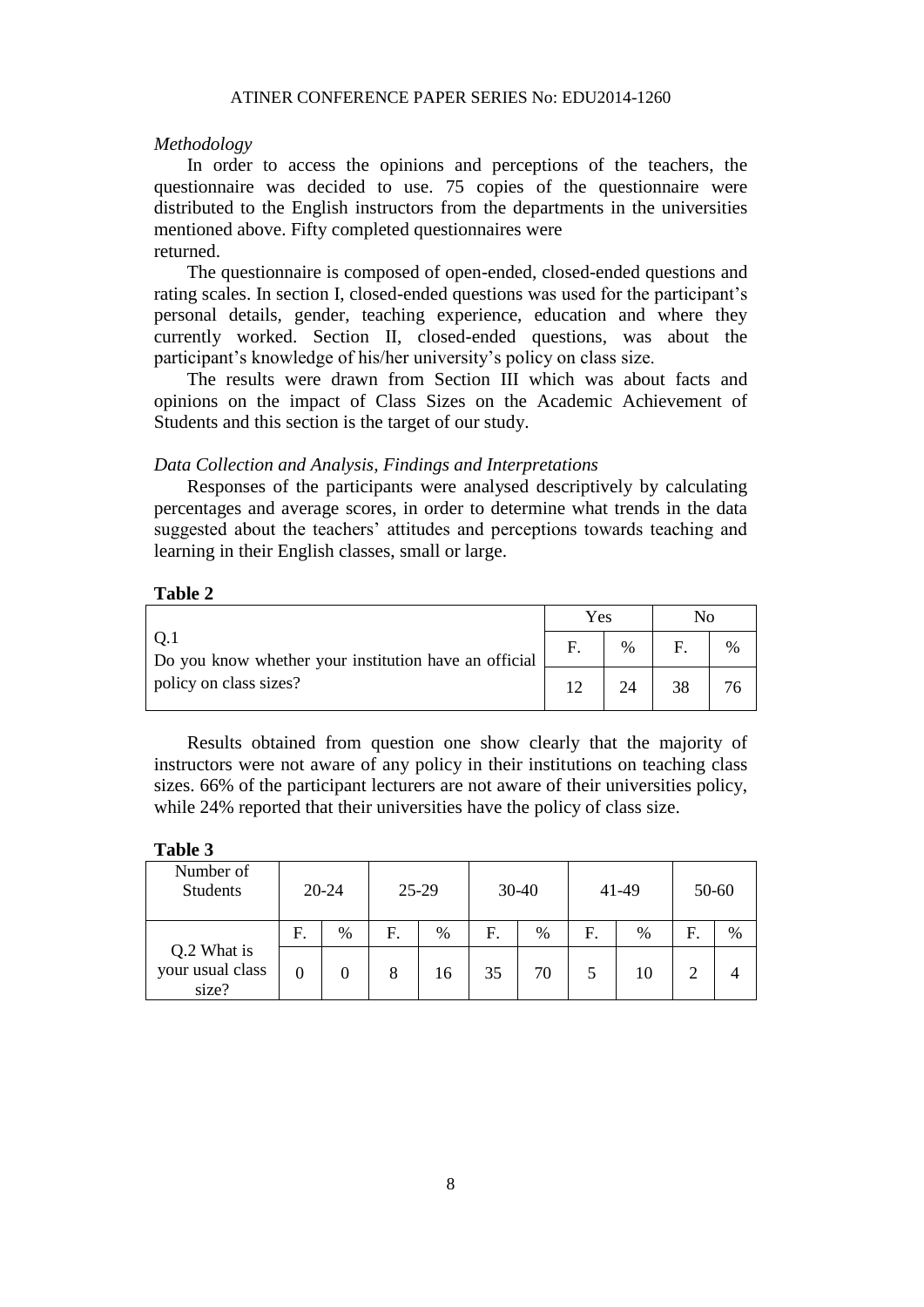*Methodology*

In order to access the opinions and perceptions of the teachers, the questionnaire was decided to use. 75 copies of the questionnaire were distributed to the English instructors from the departments in the universities mentioned above. Fifty completed questionnaires were returned.

The questionnaire is composed of open-ended, closed-ended questions and rating scales. In section I, closed-ended questions was used for the participant's personal details, gender, teaching experience, education and where they currently worked. Section II, closed-ended questions, was about the participant's knowledge of his/her university's policy on class size.

The results were drawn from Section III which was about facts and opinions on the impact of Class Sizes on the Academic Achievement of Students and this section is the target of our study.

*Data Collection and Analysis, Findings and Interpretations*

Responses of the participants were analysed descriptively by calculating percentages and average scores, in order to determine what trends in the data suggested about the teachers' attitudes and perceptions towards teaching and learning in their English classes, small or large.

**Table 2**

| | Yes | | No | |
|---|---|---|---|---|
| Q.1 Do you know whether your institution have an official policy on class sizes? | F. | % | F. | % |
| | 12 | 24 | 38 | 76 |

Results obtained from question one show clearly that the majority of instructors were not aware of any policy in their institutions on teaching class sizes. 66% of the participant lecturers are not aware of their universities policy, while 24% reported that their universities have the policy of class size.

**Table 3**

| Number of Students | 20-24 | | 25-29 | | 30-40 | | 41-49 | | 50-60 | |
|---|---|---|---|---|---|---|---|---|---|---|
| Q.2 What is your usual class size? | F. | % | F. | % | F. | % | F. | % | F. | % |
| | 0 | 0 | 8 | 16 | 35 | 70 | 5 | 10 | 2 | 4 |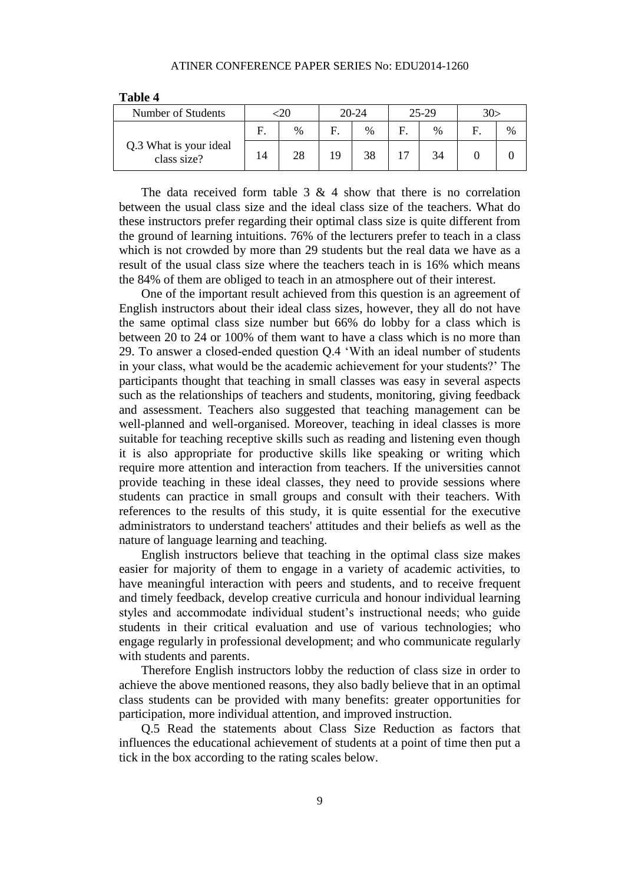**Table 4**

| Number of Students | <20 | | 20-24 | | 25-29 | | 30> | |
|---|---|---|---|---|---|---|---|---|
| | F. | % | F. | % | F. | % | F. | % |
| Q.3 What is your ideal class size? | 14 | 28 | 19 | 38 | 17 | 34 | 0 | 0 |

The data received form table 3 & 4 show that there is no correlation between the usual class size and the ideal class size of the teachers. What do these instructors prefer regarding their optimal class size is quite different from the ground of learning intuitions. 76% of the lecturers prefer to teach in a class which is not crowded by more than 29 students but the real data we have as a result of the usual class size where the teachers teach in is 16% which means the 84% of them are obliged to teach in an atmosphere out of their interest.

One of the important result achieved from this question is an agreement of English instructors about their ideal class sizes, however, they all do not have the same optimal class size number but 66% do lobby for a class which is between 20 to 24 or 100% of them want to have a class which is no more than 29. To answer a closed-ended question Q.4 'With an ideal number of students in your class, what would be the academic achievement for your students?' The participants thought that teaching in small classes was easy in several aspects such as the relationships of teachers and students, monitoring, giving feedback and assessment. Teachers also suggested that teaching management can be well-planned and well-organised. Moreover, teaching in ideal classes is more suitable for teaching receptive skills such as reading and listening even though it is also appropriate for productive skills like speaking or writing which require more attention and interaction from teachers. If the universities cannot provide teaching in these ideal classes, they need to provide sessions where students can practice in small groups and consult with their teachers. With references to the results of this study, it is quite essential for the executive administrators to understand teachers' attitudes and their beliefs as well as the nature of language learning and teaching.

English instructors believe that teaching in the optimal class size makes easier for majority of them to engage in a variety of academic activities, to have meaningful interaction with peers and students, and to receive frequent and timely feedback, develop creative curricula and honour individual learning styles and accommodate individual student's instructional needs; who guide students in their critical evaluation and use of various technologies; who engage regularly in professional development; and who communicate regularly with students and parents.

Therefore English instructors lobby the reduction of class size in order to achieve the above mentioned reasons, they also badly believe that in an optimal class students can be provided with many benefits: greater opportunities for participation, more individual attention, and improved instruction.

Q.5 Read the statements about Class Size Reduction as factors that influences the educational achievement of students at a point of time then put a tick in the box according to the rating scales below.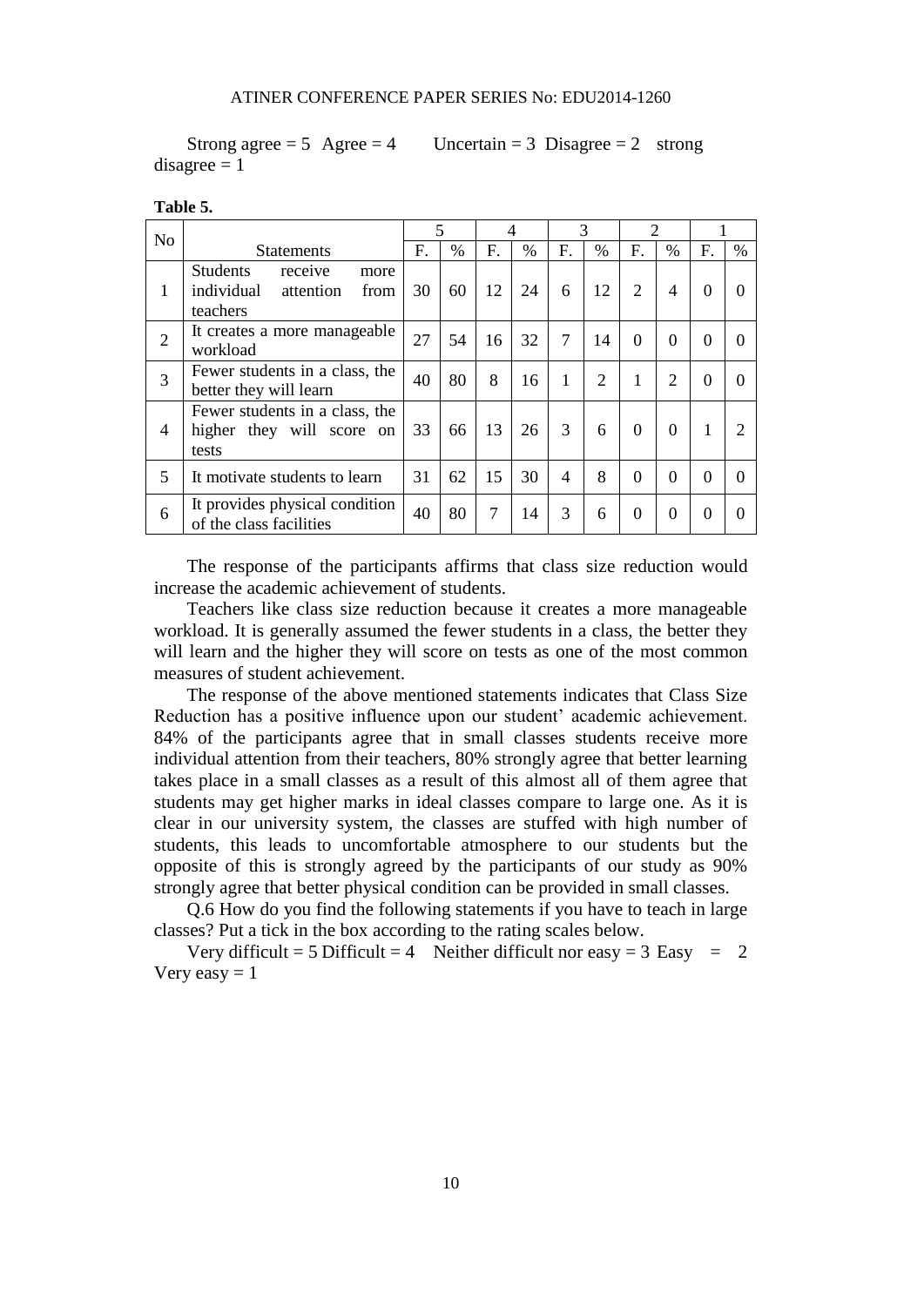Strong agree = 5 Agree = 4 Uncertain = 3 Disagree = 2 strong disagree = 1

**Table 5.**

| No | Statements | 5 | | 4 | | 3 | | 2 | | 1 | |
|---|---|---|---|---|---|---|---|---|---|---|---|
| | | F. | % | F. | % | F. | % | F. | % | F. | % |
| 1 | Students receive more individual attention from teachers | 30 | 60 | 12 | 24 | 6 | 12 | 2 | 4 | 0 | 0 |
| 2 | It creates a more manageable workload | 27 | 54 | 16 | 32 | 7 | 14 | 0 | 0 | 0 | 0 |
| 3 | Fewer students in a class, the better they will learn | 40 | 80 | 8 | 16 | 1 | 2 | 1 | 2 | 0 | 0 |
| 4 | Fewer students in a class, the higher they will score on tests | 33 | 66 | 13 | 26 | 3 | 6 | 0 | 0 | 1 | 2 |
| 5 | It motivate students to learn | 31 | 62 | 15 | 30 | 4 | 8 | 0 | 0 | 0 | 0 |
| 6 | It provides physical condition of the class facilities | 40 | 80 | 7 | 14 | 3 | 6 | 0 | 0 | 0 | 0 |

The response of the participants affirms that class size reduction would increase the academic achievement of students.

Teachers like class size reduction because it creates a more manageable workload. It is generally assumed the fewer students in a class, the better they will learn and the higher they will score on tests as one of the most common measures of student achievement.

The response of the above mentioned statements indicates that Class Size Reduction has a positive influence upon our student' academic achievement. 84% of the participants agree that in small classes students receive more individual attention from their teachers, 80% strongly agree that better learning takes place in a small classes as a result of this almost all of them agree that students may get higher marks in ideal classes compare to large one. As it is clear in our university system, the classes are stuffed with high number of students, this leads to uncomfortable atmosphere to our students but the opposite of this is strongly agreed by the participants of our study as 90% strongly agree that better physical condition can be provided in small classes.

Q.6 How do you find the following statements if you have to teach in large classes? Put a tick in the box according to the rating scales below.

Very difficult = 5 Difficult = 4 Neither difficult nor easy = 3 Easy = 2 Very easy = 1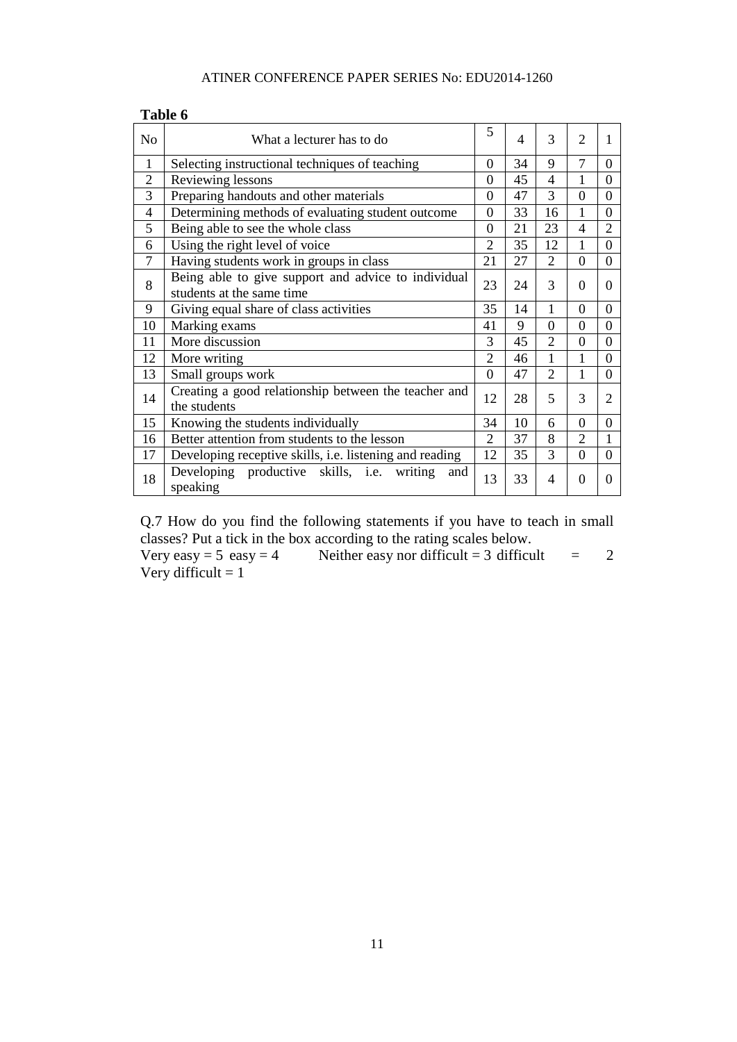**Table 6**

| No | What a lecturer has to do | 5 | 4 | 3 | 2 | 1 |
|---|---|---|---|---|---|---|
| 1 | Selecting instructional techniques of teaching | 0 | 34 | 9 | 7 | 0 |
| 2 | Reviewing lessons | 0 | 45 | 4 | 1 | 0 |
| 3 | Preparing handouts and other materials | 0 | 47 | 3 | 0 | 0 |
| 4 | Determining methods of evaluating student outcome | 0 | 33 | 16 | 1 | 0 |
| 5 | Being able to see the whole class | 0 | 21 | 23 | 4 | 2 |
| 6 | Using the right level of voice | 2 | 35 | 12 | 1 | 0 |
| 7 | Having students work in groups in class | 21 | 27 | 2 | 0 | 0 |
| 8 | Being able to give support and advice to individual students at the same time | 23 | 24 | 3 | 0 | 0 |
| 9 | Giving equal share of class activities | 35 | 14 | 1 | 0 | 0 |
| 10 | Marking exams | 41 | 9 | 0 | 0 | 0 |
| 11 | More discussion | 3 | 45 | 2 | 0 | 0 |
| 12 | More writing | 2 | 46 | 1 | 1 | 0 |
| 13 | Small groups work | 0 | 47 | 2 | 1 | 0 |
| 14 | Creating a good relationship between the teacher and the students | 12 | 28 | 5 | 3 | 2 |
| 15 | Knowing the students individually | 34 | 10 | 6 | 0 | 0 |
| 16 | Better attention from students to the lesson | 2 | 37 | 8 | 2 | 1 |
| 17 | Developing receptive skills, i.e. listening and reading | 12 | 35 | 3 | 0 | 0 |
| 18 | Developing productive skills, i.e. writing and speaking | 13 | 33 | 4 | 0 | 0 |

Q.7 How do you find the following statements if you have to teach in small classes? Put a tick in the box according to the rating scales below.
Very easy = 5 easy = 4 Neither easy nor difficult = 3 difficult = 2
Very difficult = 1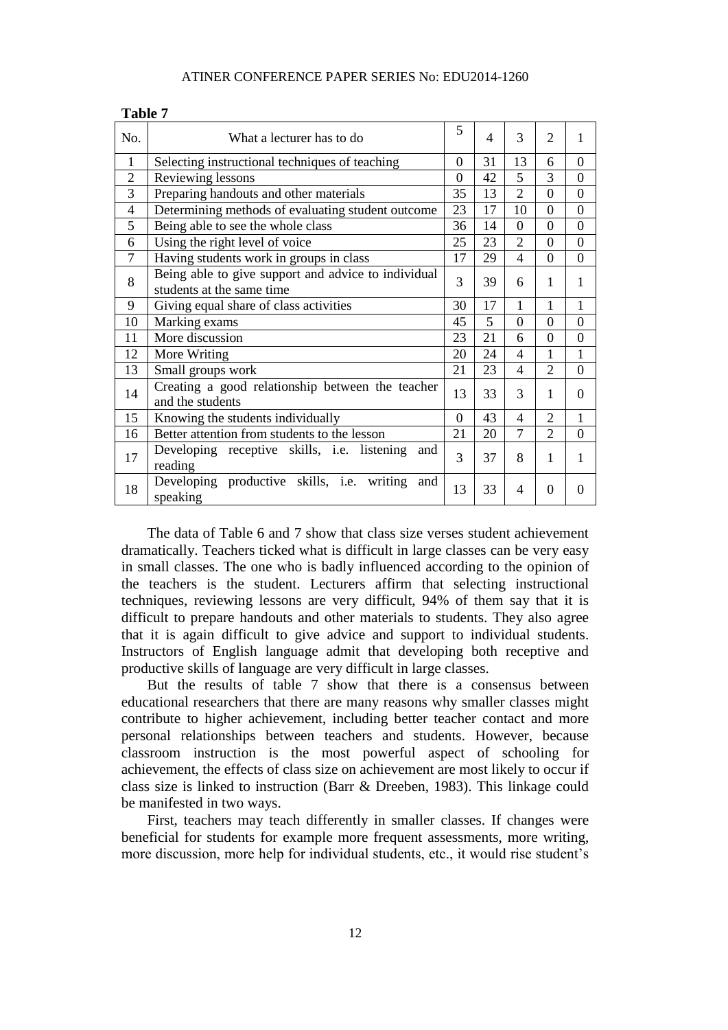**Table 7**

| No. | What a lecturer has to do | 5 | 4 | 3 | 2 | 1 |
|---|---|---|---|---|---|---|
| 1 | Selecting instructional techniques of teaching | 0 | 31 | 13 | 6 | 0 |
| 2 | Reviewing lessons | 0 | 42 | 5 | 3 | 0 |
| 3 | Preparing handouts and other materials | 35 | 13 | 2 | 0 | 0 |
| 4 | Determining methods of evaluating student outcome | 23 | 17 | 10 | 0 | 0 |
| 5 | Being able to see the whole class | 36 | 14 | 0 | 0 | 0 |
| 6 | Using the right level of voice | 25 | 23 | 2 | 0 | 0 |
| 7 | Having students work in groups in class | 17 | 29 | 4 | 0 | 0 |
| 8 | Being able to give support and advice to individual students at the same time | 3 | 39 | 6 | 1 | 1 |
| 9 | Giving equal share of class activities | 30 | 17 | 1 | 1 | 1 |
| 10 | Marking exams | 45 | 5 | 0 | 0 | 0 |
| 11 | More discussion | 23 | 21 | 6 | 0 | 0 |
| 12 | More Writing | 20 | 24 | 4 | 1 | 1 |
| 13 | Small groups work | 21 | 23 | 4 | 2 | 0 |
| 14 | Creating a good relationship between the teacher and the students | 13 | 33 | 3 | 1 | 0 |
| 15 | Knowing the students individually | 0 | 43 | 4 | 2 | 1 |
| 16 | Better attention from students to the lesson | 21 | 20 | 7 | 2 | 0 |
| 17 | Developing receptive skills, i.e. listening and reading | 3 | 37 | 8 | 1 | 1 |
| 18 | Developing productive skills, i.e. writing and speaking | 13 | 33 | 4 | 0 | 0 |

The data of Table 6 and 7 show that class size verses student achievement dramatically. Teachers ticked what is difficult in large classes can be very easy in small classes. The one who is badly influenced according to the opinion of the teachers is the student. Lecturers affirm that selecting instructional techniques, reviewing lessons are very difficult, 94% of them say that it is difficult to prepare handouts and other materials to students. They also agree that it is again difficult to give advice and support to individual students. Instructors of English language admit that developing both receptive and productive skills of language are very difficult in large classes.

But the results of table 7 show that there is a consensus between educational researchers that there are many reasons why smaller classes might contribute to higher achievement, including better teacher contact and more personal relationships between teachers and students. However, because classroom instruction is the most powerful aspect of schooling for achievement, the effects of class size on achievement are most likely to occur if class size is linked to instruction (Barr & Dreeben, 1983). This linkage could be manifested in two ways.

First, teachers may teach differently in smaller classes. If changes were beneficial for students for example more frequent assessments, more writing, more discussion, more help for individual students, etc., it would rise student's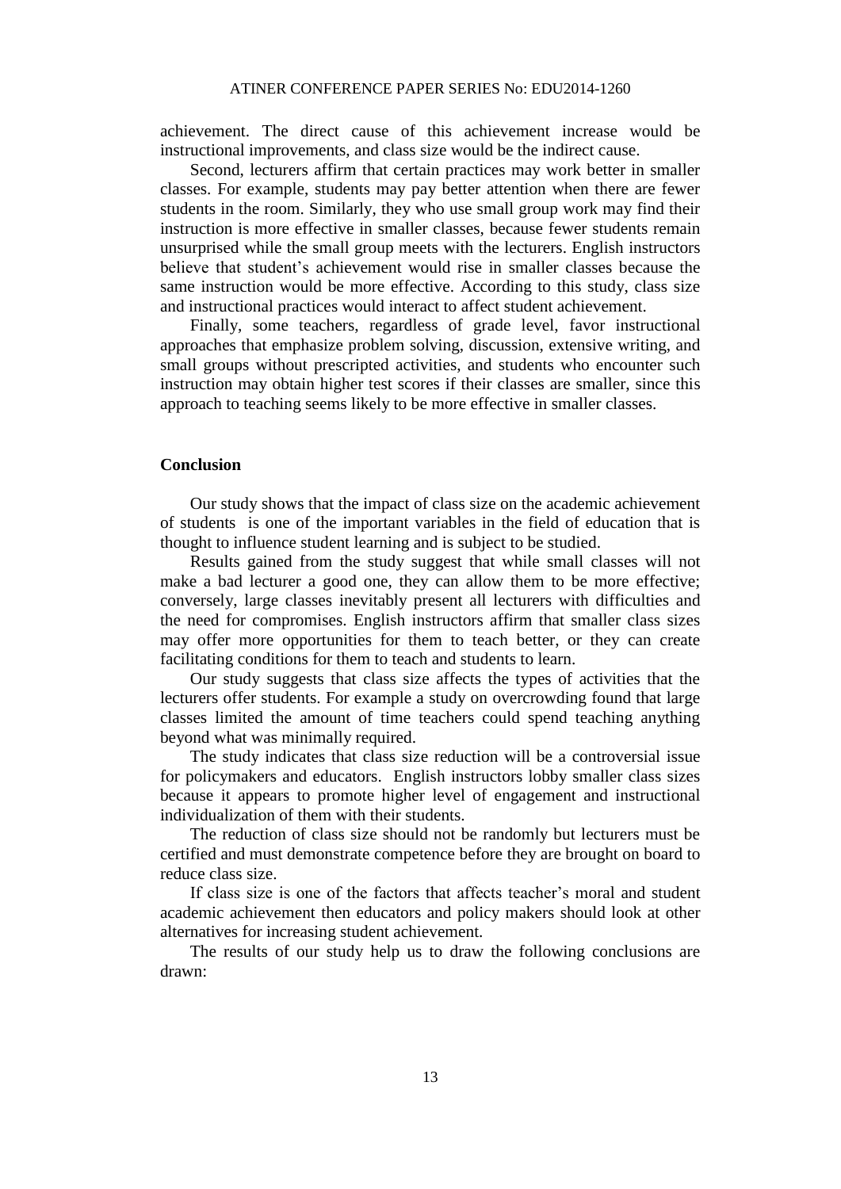achievement. The direct cause of this achievement increase would be instructional improvements, and class size would be the indirect cause.

Second, lecturers affirm that certain practices may work better in smaller classes. For example, students may pay better attention when there are fewer students in the room. Similarly, they who use small group work may find their instruction is more effective in smaller classes, because fewer students remain unsurprised while the small group meets with the lecturers. English instructors believe that student's achievement would rise in smaller classes because the same instruction would be more effective. According to this study, class size and instructional practices would interact to affect student achievement.

Finally, some teachers, regardless of grade level, favor instructional approaches that emphasize problem solving, discussion, extensive writing, and small groups without prescripted activities, and students who encounter such instruction may obtain higher test scores if their classes are smaller, since this approach to teaching seems likely to be more effective in smaller classes.

## Conclusion

Our study shows that the impact of class size on the academic achievement of students is one of the important variables in the field of education that is thought to influence student learning and is subject to be studied.

Results gained from the study suggest that while small classes will not make a bad lecturer a good one, they can allow them to be more effective; conversely, large classes inevitably present all lecturers with difficulties and the need for compromises. English instructors affirm that smaller class sizes may offer more opportunities for them to teach better, or they can create facilitating conditions for them to teach and students to learn.

Our study suggests that class size affects the types of activities that the lecturers offer students. For example a study on overcrowding found that large classes limited the amount of time teachers could spend teaching anything beyond what was minimally required.

The study indicates that class size reduction will be a controversial issue for policymakers and educators. English instructors lobby smaller class sizes because it appears to promote higher level of engagement and instructional individualization of them with their students.

The reduction of class size should not be randomly but lecturers must be certified and must demonstrate competence before they are brought on board to reduce class size.

If class size is one of the factors that affects teacher's moral and student academic achievement then educators and policy makers should look at other alternatives for increasing student achievement.

The results of our study help us to draw the following conclusions are drawn: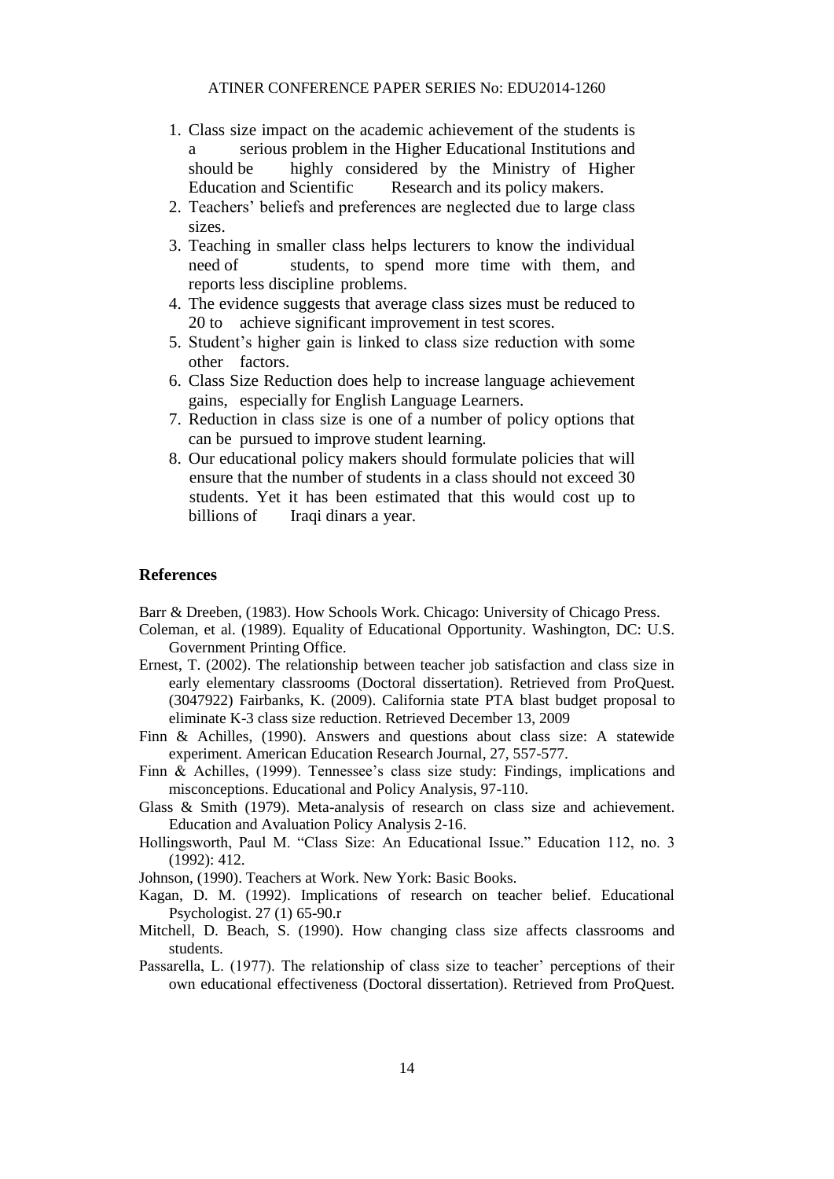1. Class size impact on the academic achievement of the students is a serious problem in the Higher Educational Institutions and should be highly considered by the Ministry of Higher Education and Scientific Research and its policy makers.
2. Teachers' beliefs and preferences are neglected due to large class sizes.
3. Teaching in smaller class helps lecturers to know the individual need of students, to spend more time with them, and reports less discipline problems.
4. The evidence suggests that average class sizes must be reduced to 20 to achieve significant improvement in test scores.
5. Student's higher gain is linked to class size reduction with some other factors.
6. Class Size Reduction does help to increase language achievement gains, especially for English Language Learners.
7. Reduction in class size is one of a number of policy options that can be pursued to improve student learning.
8. Our educational policy makers should formulate policies that will ensure that the number of students in a class should not exceed 30 students. Yet it has been estimated that this would cost up to billions of Iraqi dinars a year.

## References

Barr & Dreeben, (1983). How Schools Work. Chicago: University of Chicago Press.

Coleman, et al. (1989). Equality of Educational Opportunity. Washington, DC: U.S. Government Printing Office.

Ernest, T. (2002). The relationship between teacher job satisfaction and class size in early elementary classrooms (Doctoral dissertation). Retrieved from ProQuest. (3047922) Fairbanks, K. (2009). California state PTA blast budget proposal to eliminate K-3 class size reduction. Retrieved December 13, 2009

Finn & Achilles, (1990). Answers and questions about class size: A statewide experiment. American Education Research Journal, 27, 557-577.

Finn & Achilles, (1999). Tennessee's class size study: Findings, implications and misconceptions. Educational and Policy Analysis, 97-110.

Glass & Smith (1979). Meta-analysis of research on class size and achievement. Education and Avaluation Policy Analysis 2-16.

Hollingsworth, Paul M. "Class Size: An Educational Issue." Education 112, no. 3 (1992): 412.

Johnson, (1990). Teachers at Work. New York: Basic Books.

Kagan, D. M. (1992). Implications of research on teacher belief. Educational Psychologist. 27 (1) 65-90.r

Mitchell, D. Beach, S. (1990). How changing class size affects classrooms and students.

Passarella, L. (1977). The relationship of class size to teacher' perceptions of their own educational effectiveness (Doctoral dissertation). Retrieved from ProQuest.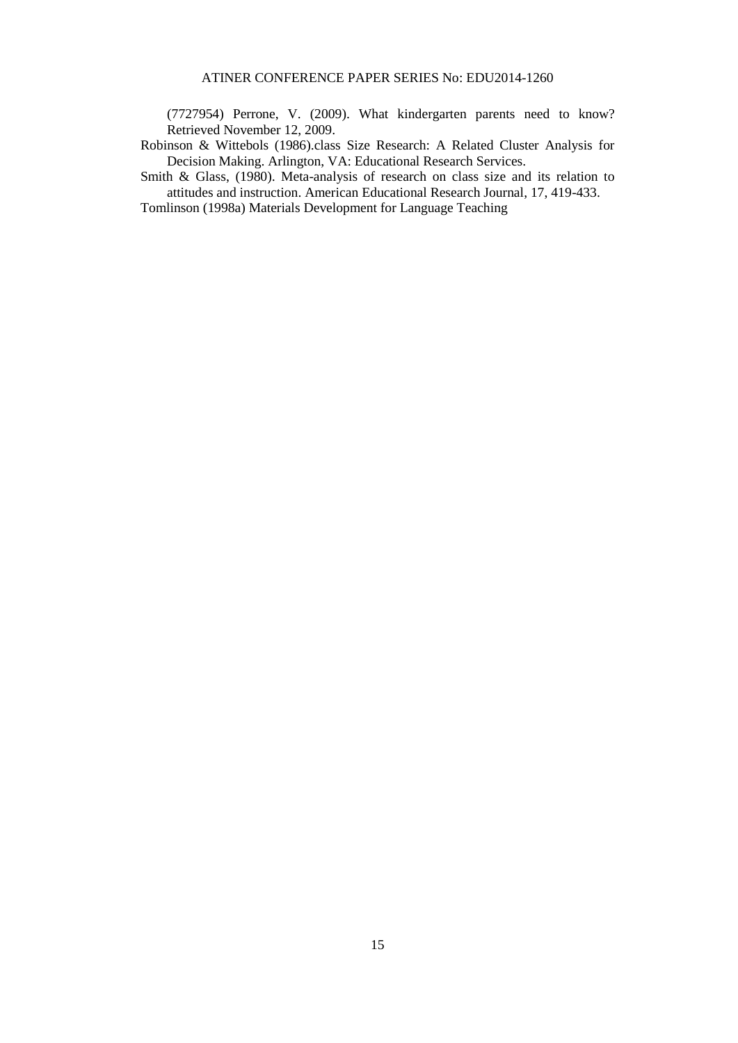(7727954) Perrone, V. (2009). What kindergarten parents need to know? Retrieved November 12, 2009.

Robinson & Wittebols (1986).class Size Research: A Related Cluster Analysis for Decision Making. Arlington, VA: Educational Research Services.

Smith & Glass, (1980). Meta-analysis of research on class size and its relation to attitudes and instruction. American Educational Research Journal, 17, 419-433.

Tomlinson (1998a) Materials Development for Language Teaching